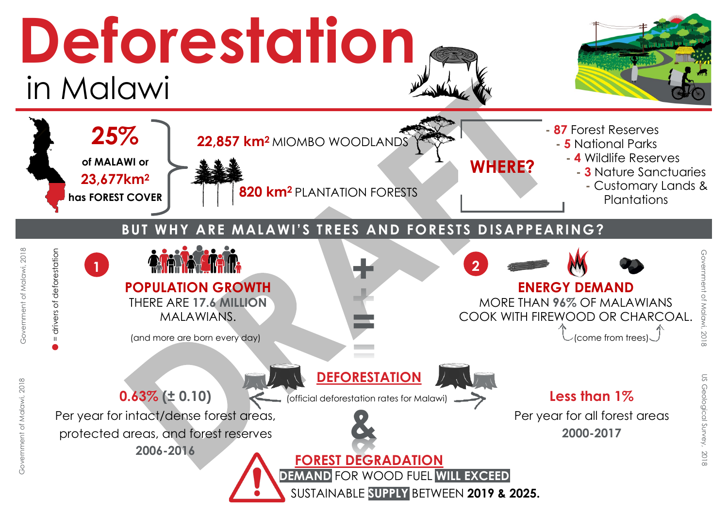# Deforestation in Malawi

**25%** of MALAWI or **23,677km²** has FOREST COVER

- **22,857 km²** MIOMBO WOODLANDS
- **820 km²** PLANTATION FORESTS

**WHERE?**

- **87** Forest Reserves
- **5** National Parks
- **4** Wildlife Reserves
- **3** Nature Sanctuaries
- Customary Lands & Plantations

## BUT WHY ARE MALAWI'S TREES AND FORESTS DISAPPEARING?

● = drivers of deforestation

Government of Malawi, 2018

**1 POPULATION GROWTH**

THERE ARE **17.6 MILLION** MALAWIANS.

(and more are born every day)

+

**2 ENERGY DEMAND**

MORE THAN **96%** OF MALAWIANS COOK WITH FIREWOOD OR CHARCOAL.

(come from trees)

Government of Malawi, 2018

=

**DEFORESTATION**

(official deforestation rates for Malawi)

**0.63% (± 0.10)**

Per year for intact/dense forest areas, protected areas, and forest reserves

**2006-2016**

Government of Malawi, 2018

**Less than 1%**

Per year for all forest areas

**2000-2017**

US Geological Survey, 2018

&

**FOREST DEGRADATION**

**DEMAND** FOR WOOD FUEL **WILL EXCEED** SUSTAINABLE **SUPPLY** BETWEEN **2019 & 2025.**

DRAFT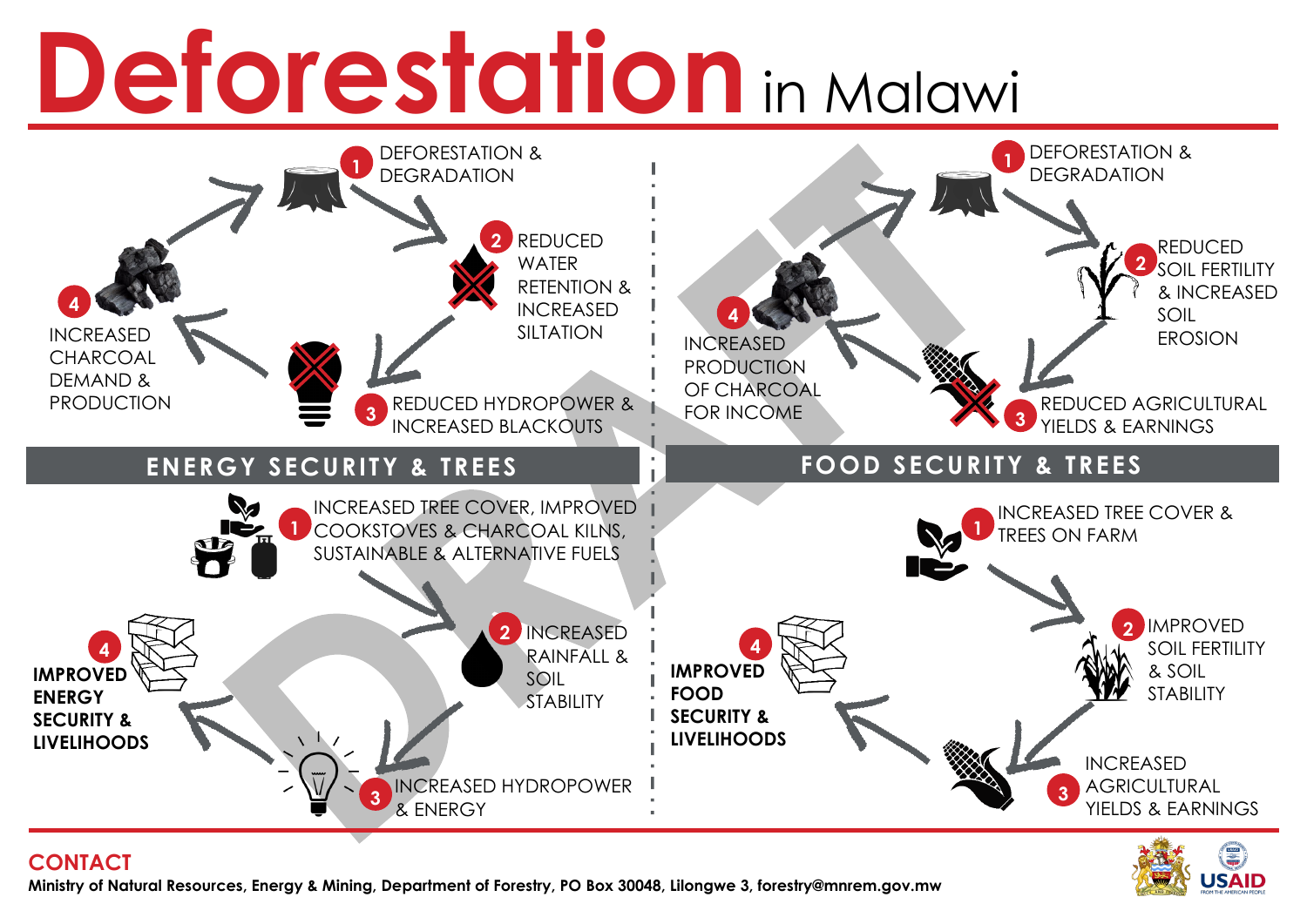# Deforestation in Malawi

## Energy Security & Trees

1. DEFORESTATION & DEGRADATION
2. REDUCED WATER RETENTION & INCREASED SILTATION
3. REDUCED HYDROPOWER & INCREASED BLACKOUTS
4. INCREASED CHARCOAL DEMAND & PRODUCTION

1. INCREASED TREE COVER, IMPROVED COOKSTOVES & CHARCOAL KILNS, SUSTAINABLE & ALTERNATIVE FUELS
2. INCREASED RAINFALL & SOIL STABILITY
3. INCREASED HYDROPOWER & ENERGY
4. **IMPROVED ENERGY SECURITY & LIVELIHOODS**

## Food Security & Trees

1. DEFORESTATION & DEGRADATION
2. REDUCED SOIL FERTILITY & INCREASED SOIL EROSION
3. REDUCED AGRICULTURAL YIELDS & EARNINGS
4. INCREASED PRODUCTION OF CHARCOAL FOR INCOME

1. INCREASED TREE COVER & TREES ON FARM
2. IMPROVED SOIL FERTILITY & SOIL STABILITY
3. INCREASED AGRICULTURAL YIELDS & EARNINGS
4. **IMPROVED FOOD SECURITY & LIVELIHOODS**

DRAFT

**CONTACT**

**Ministry of Natural Resources, Energy & Mining, Department of Forestry, PO Box 30048, Lilongwe 3, forestry@mnrem.gov.mw**

USAID FROM THE AMERICAN PEOPLE